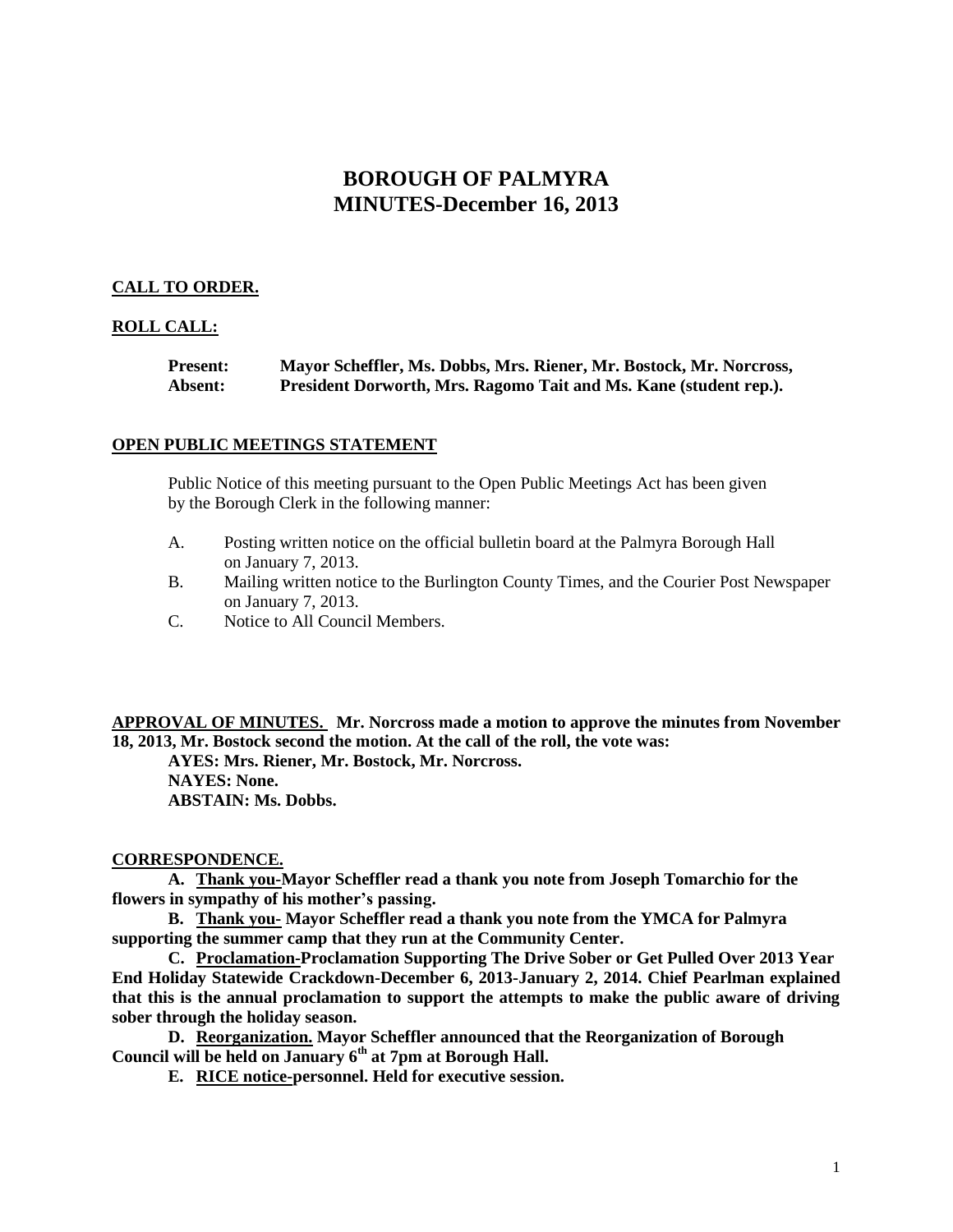# BOROUGH OF PALMYRA
# MINUTES-December 16, 2013

**CALL TO ORDER.**

**ROLL CALL:**

**Present:** **Mayor Scheffler, Ms. Dobbs, Mrs. Riener, Mr. Bostock, Mr. Norcross,**
**Absent:** **President Dorworth, Mrs. Ragomo Tait and Ms. Kane (student rep.).**

**OPEN PUBLIC MEETINGS STATEMENT**

Public Notice of this meeting pursuant to the Open Public Meetings Act has been given by the Borough Clerk in the following manner:

A. Posting written notice on the official bulletin board at the Palmyra Borough Hall on January 7, 2013.
B. Mailing written notice to the Burlington County Times, and the Courier Post Newspaper on January 7, 2013.
C. Notice to All Council Members.

**APPROVAL OF MINUTES.** **Mr. Norcross made a motion to approve the minutes from November 18, 2013, Mr. Bostock second the motion. At the call of the roll, the vote was:**

**AYES: Mrs. Riener, Mr. Bostock, Mr. Norcross.**
**NAYES: None.**
**ABSTAIN: Ms. Dobbs.**

**CORRESPONDENCE.**

**A. Thank you-Mayor Scheffler read a thank you note from Joseph Tomarchio for the flowers in sympathy of his mother's passing.**

**B. Thank you- Mayor Scheffler read a thank you note from the YMCA for Palmyra supporting the summer camp that they run at the Community Center.**

**C. Proclamation-Proclamation Supporting The Drive Sober or Get Pulled Over 2013 Year End Holiday Statewide Crackdown-December 6, 2013-January 2, 2014. Chief Pearlman explained that this is the annual proclamation to support the attempts to make the public aware of driving sober through the holiday season.**

**D. Reorganization. Mayor Scheffler announced that the Reorganization of Borough Council will be held on January 6th at 7pm at Borough Hall.**

**E. RICE notice-personnel. Held for executive session.**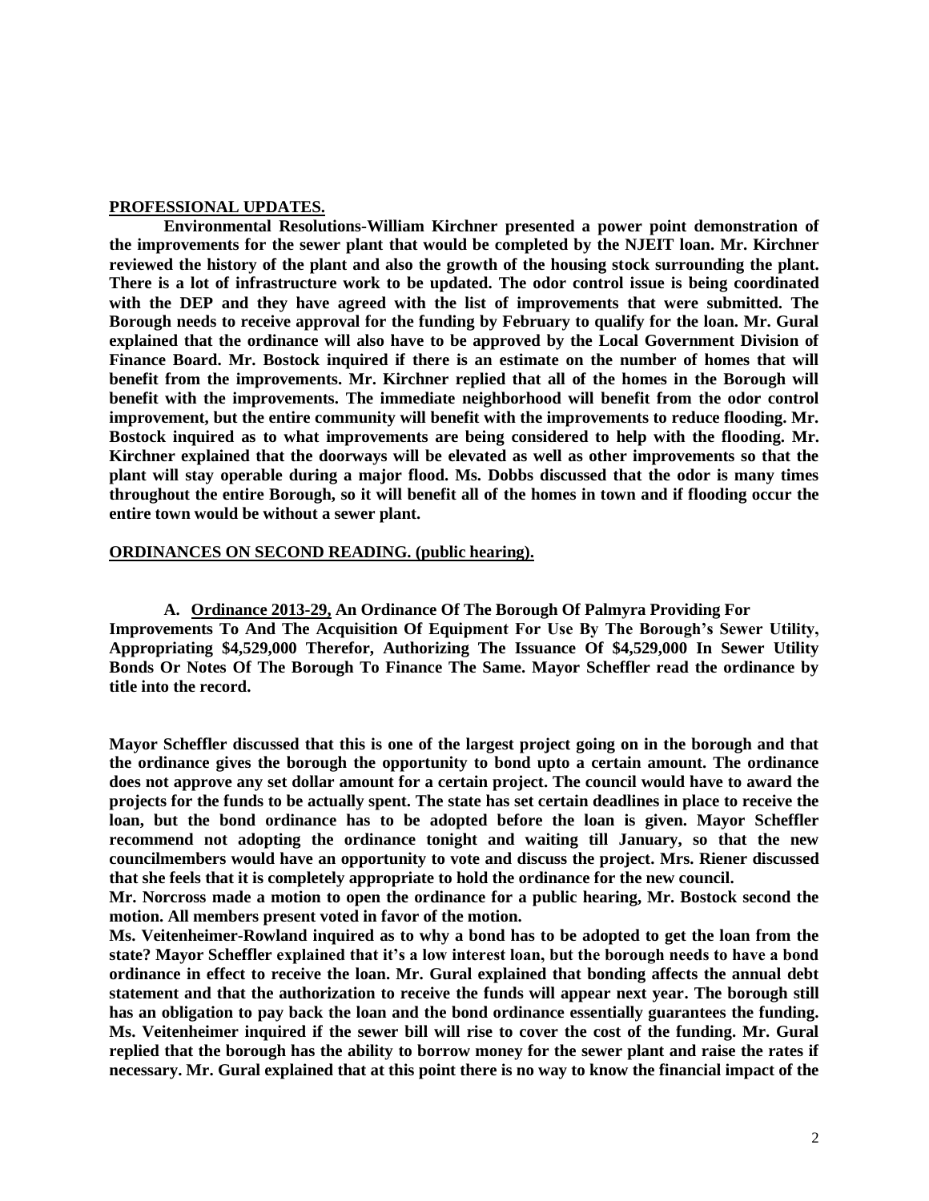## **PROFESSIONAL UPDATES.**

**Environmental Resolutions-William Kirchner presented a power point demonstration of the improvements for the sewer plant that would be completed by the NJEIT loan. Mr. Kirchner reviewed the history of the plant and also the growth of the housing stock surrounding the plant. There is a lot of infrastructure work to be updated. The odor control issue is being coordinated with the DEP and they have agreed with the list of improvements that were submitted. The Borough needs to receive approval for the funding by February to qualify for the loan. Mr. Gural explained that the ordinance will also have to be approved by the Local Government Division of Finance Board. Mr. Bostock inquired if there is an estimate on the number of homes that will benefit from the improvements. Mr. Kirchner replied that all of the homes in the Borough will benefit with the improvements. The immediate neighborhood will benefit from the odor control improvement, but the entire community will benefit with the improvements to reduce flooding. Mr. Bostock inquired as to what improvements are being considered to help with the flooding. Mr. Kirchner explained that the doorways will be elevated as well as other improvements so that the plant will stay operable during a major flood. Ms. Dobbs discussed that the odor is many times throughout the entire Borough, so it will benefit all of the homes in town and if flooding occur the entire town would be without a sewer plant.**

## **ORDINANCES ON SECOND READING. (public hearing).**

**A. Ordinance 2013-29, An Ordinance Of The Borough Of Palmyra Providing For Improvements To And The Acquisition Of Equipment For Use By The Borough's Sewer Utility, Appropriating $4,529,000 Therefor, Authorizing The Issuance Of $4,529,000 In Sewer Utility Bonds Or Notes Of The Borough To Finance The Same. Mayor Scheffler read the ordinance by title into the record.**

**Mayor Scheffler discussed that this is one of the largest project going on in the borough and that the ordinance gives the borough the opportunity to bond upto a certain amount. The ordinance does not approve any set dollar amount for a certain project. The council would have to award the projects for the funds to be actually spent. The state has set certain deadlines in place to receive the loan, but the bond ordinance has to be adopted before the loan is given. Mayor Scheffler recommend not adopting the ordinance tonight and waiting till January, so that the new councilmembers would have an opportunity to vote and discuss the project. Mrs. Riener discussed that she feels that it is completely appropriate to hold the ordinance for the new council.**

**Mr. Norcross made a motion to open the ordinance for a public hearing, Mr. Bostock second the motion. All members present voted in favor of the motion.**

**Ms. Veitenheimer-Rowland inquired as to why a bond has to be adopted to get the loan from the state? Mayor Scheffler explained that it's a low interest loan, but the borough needs to have a bond ordinance in effect to receive the loan. Mr. Gural explained that bonding affects the annual debt statement and that the authorization to receive the funds will appear next year. The borough still has an obligation to pay back the loan and the bond ordinance essentially guarantees the funding. Ms. Veitenheimer inquired if the sewer bill will rise to cover the cost of the funding. Mr. Gural replied that the borough has the ability to borrow money for the sewer plant and raise the rates if necessary. Mr. Gural explained that at this point there is no way to know the financial impact of the**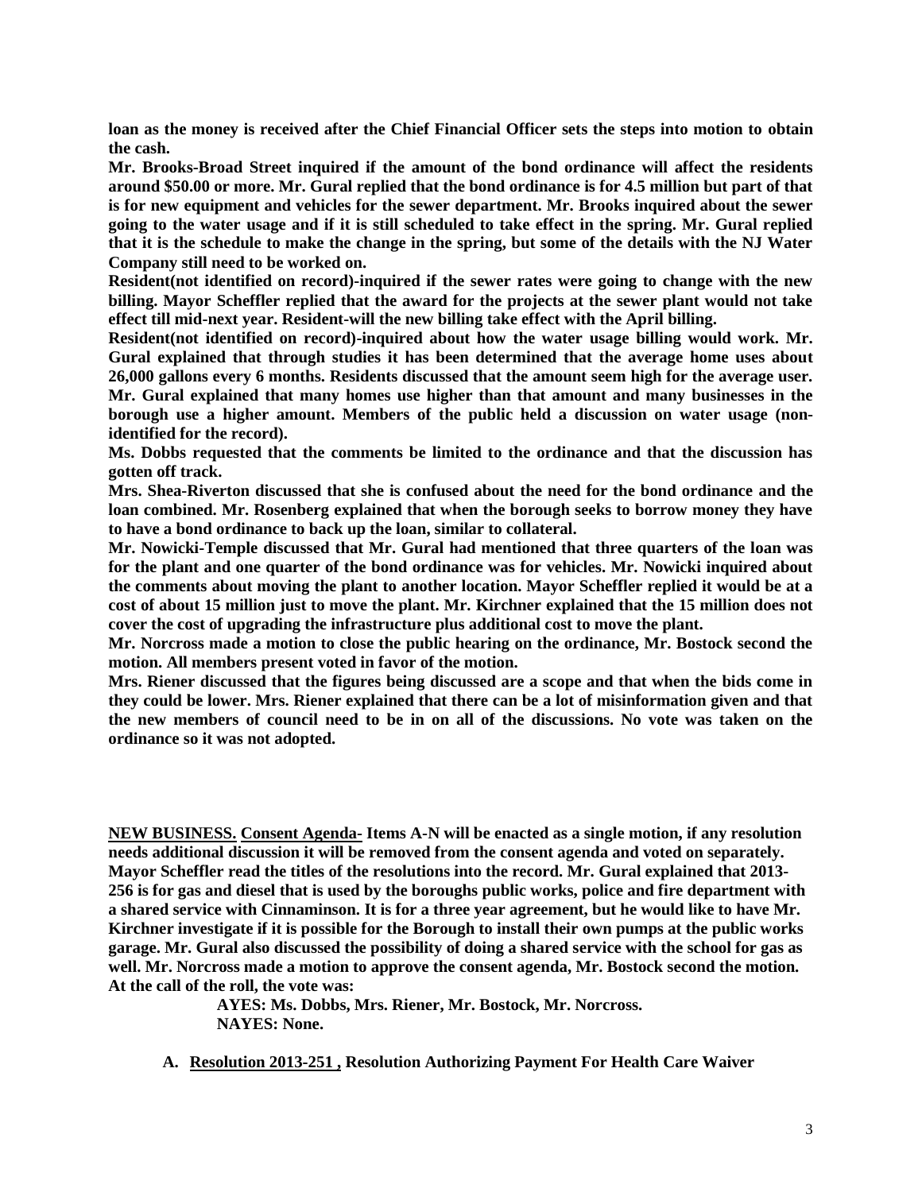**loan as the money is received after the Chief Financial Officer sets the steps into motion to obtain the cash.**

**Mr. Brooks-Broad Street inquired if the amount of the bond ordinance will affect the residents around $50.00 or more. Mr. Gural replied that the bond ordinance is for 4.5 million but part of that is for new equipment and vehicles for the sewer department. Mr. Brooks inquired about the sewer going to the water usage and if it is still scheduled to take effect in the spring. Mr. Gural replied that it is the schedule to make the change in the spring, but some of the details with the NJ Water Company still need to be worked on.**

**Resident(not identified on record)-inquired if the sewer rates were going to change with the new billing. Mayor Scheffler replied that the award for the projects at the sewer plant would not take effect till mid-next year. Resident-will the new billing take effect with the April billing.**

**Resident(not identified on record)-inquired about how the water usage billing would work. Mr. Gural explained that through studies it has been determined that the average home uses about 26,000 gallons every 6 months. Residents discussed that the amount seem high for the average user. Mr. Gural explained that many homes use higher than that amount and many businesses in the borough use a higher amount. Members of the public held a discussion on water usage (non-identified for the record).**

**Ms. Dobbs requested that the comments be limited to the ordinance and that the discussion has gotten off track.**

**Mrs. Shea-Riverton discussed that she is confused about the need for the bond ordinance and the loan combined. Mr. Rosenberg explained that when the borough seeks to borrow money they have to have a bond ordinance to back up the loan, similar to collateral.**

**Mr. Nowicki-Temple discussed that Mr. Gural had mentioned that three quarters of the loan was for the plant and one quarter of the bond ordinance was for vehicles. Mr. Nowicki inquired about the comments about moving the plant to another location. Mayor Scheffler replied it would be at a cost of about 15 million just to move the plant. Mr. Kirchner explained that the 15 million does not cover the cost of upgrading the infrastructure plus additional cost to move the plant.**

**Mr. Norcross made a motion to close the public hearing on the ordinance, Mr. Bostock second the motion. All members present voted in favor of the motion.**

**Mrs. Riener discussed that the figures being discussed are a scope and that when the bids come in they could be lower. Mrs. Riener explained that there can be a lot of misinformation given and that the new members of council need to be in on all of the discussions. No vote was taken on the ordinance so it was not adopted.**

**NEW BUSINESS. Consent Agenda- Items A-N will be enacted as a single motion, if any resolution needs additional discussion it will be removed from the consent agenda and voted on separately. Mayor Scheffler read the titles of the resolutions into the record. Mr. Gural explained that 2013-256 is for gas and diesel that is used by the boroughs public works, police and fire department with a shared service with Cinnaminson. It is for a three year agreement, but he would like to have Mr. Kirchner investigate if it is possible for the Borough to install their own pumps at the public works garage. Mr. Gural also discussed the possibility of doing a shared service with the school for gas as well. Mr. Norcross made a motion to approve the consent agenda, Mr. Bostock second the motion. At the call of the roll, the vote was:**

> **AYES: Ms. Dobbs, Mrs. Riener, Mr. Bostock, Mr. Norcross.**
> **NAYES: None.**

A. **Resolution 2013-251 , Resolution Authorizing Payment For Health Care Waiver**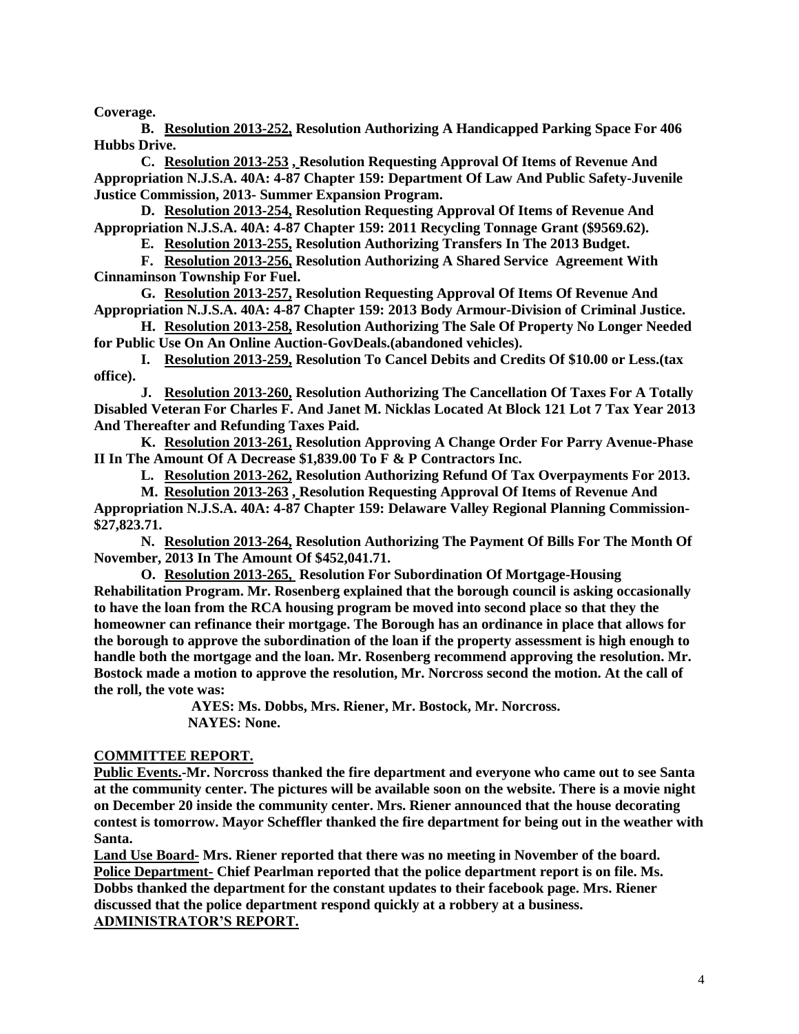**Coverage.**

**B. Resolution 2013-252, Resolution Authorizing A Handicapped Parking Space For 406 Hubbs Drive.**

**C. Resolution 2013-253 , Resolution Requesting Approval Of Items of Revenue And Appropriation N.J.S.A. 40A: 4-87 Chapter 159: Department Of Law And Public Safety-Juvenile Justice Commission, 2013- Summer Expansion Program.**

**D. Resolution 2013-254, Resolution Requesting Approval Of Items of Revenue And Appropriation N.J.S.A. 40A: 4-87 Chapter 159: 2011 Recycling Tonnage Grant ($9569.62).**

**E. Resolution 2013-255, Resolution Authorizing Transfers In The 2013 Budget.**

**F. Resolution 2013-256, Resolution Authorizing A Shared Service Agreement With Cinnaminson Township For Fuel.**

**G. Resolution 2013-257, Resolution Requesting Approval Of Items Of Revenue And Appropriation N.J.S.A. 40A: 4-87 Chapter 159: 2013 Body Armour-Division of Criminal Justice.**

**H. Resolution 2013-258, Resolution Authorizing The Sale Of Property No Longer Needed for Public Use On An Online Auction-GovDeals.(abandoned vehicles).**

**I. Resolution 2013-259, Resolution To Cancel Debits and Credits Of $10.00 or Less.(tax office).**

**J. Resolution 2013-260, Resolution Authorizing The Cancellation Of Taxes For A Totally Disabled Veteran For Charles F. And Janet M. Nicklas Located At Block 121 Lot 7 Tax Year 2013 And Thereafter and Refunding Taxes Paid.**

**K. Resolution 2013-261, Resolution Approving A Change Order For Parry Avenue-Phase II In The Amount Of A Decrease $1,839.00 To F & P Contractors Inc.**

**L. Resolution 2013-262, Resolution Authorizing Refund Of Tax Overpayments For 2013.**

**M. Resolution 2013-263 , Resolution Requesting Approval Of Items of Revenue And Appropriation N.J.S.A. 40A: 4-87 Chapter 159: Delaware Valley Regional Planning Commission-$27,823.71.**

**N. Resolution 2013-264, Resolution Authorizing The Payment Of Bills For The Month Of November, 2013 In The Amount Of $452,041.71.**

**O. Resolution 2013-265, Resolution For Subordination Of Mortgage-Housing Rehabilitation Program. Mr. Rosenberg explained that the borough council is asking occasionally to have the loan from the RCA housing program be moved into second place so that they the homeowner can refinance their mortgage. The Borough has an ordinance in place that allows for the borough to approve the subordination of the loan if the property assessment is high enough to handle both the mortgage and the loan. Mr. Rosenberg recommend approving the resolution. Mr. Bostock made a motion to approve the resolution, Mr. Norcross second the motion. At the call of the roll, the vote was:**

**AYES: Ms. Dobbs, Mrs. Riener, Mr. Bostock, Mr. Norcross.**
**NAYES: None.**

**COMMITTEE REPORT.**

**Public Events.-Mr. Norcross thanked the fire department and everyone who came out to see Santa at the community center. The pictures will be available soon on the website. There is a movie night on December 20 inside the community center. Mrs. Riener announced that the house decorating contest is tomorrow. Mayor Scheffler thanked the fire department for being out in the weather with Santa.**

**Land Use Board- Mrs. Riener reported that there was no meeting in November of the board.**

**Police Department- Chief Pearlman reported that the police department report is on file. Ms. Dobbs thanked the department for the constant updates to their facebook page. Mrs. Riener discussed that the police department respond quickly at a robbery at a business.**

**ADMINISTRATOR'S REPORT.**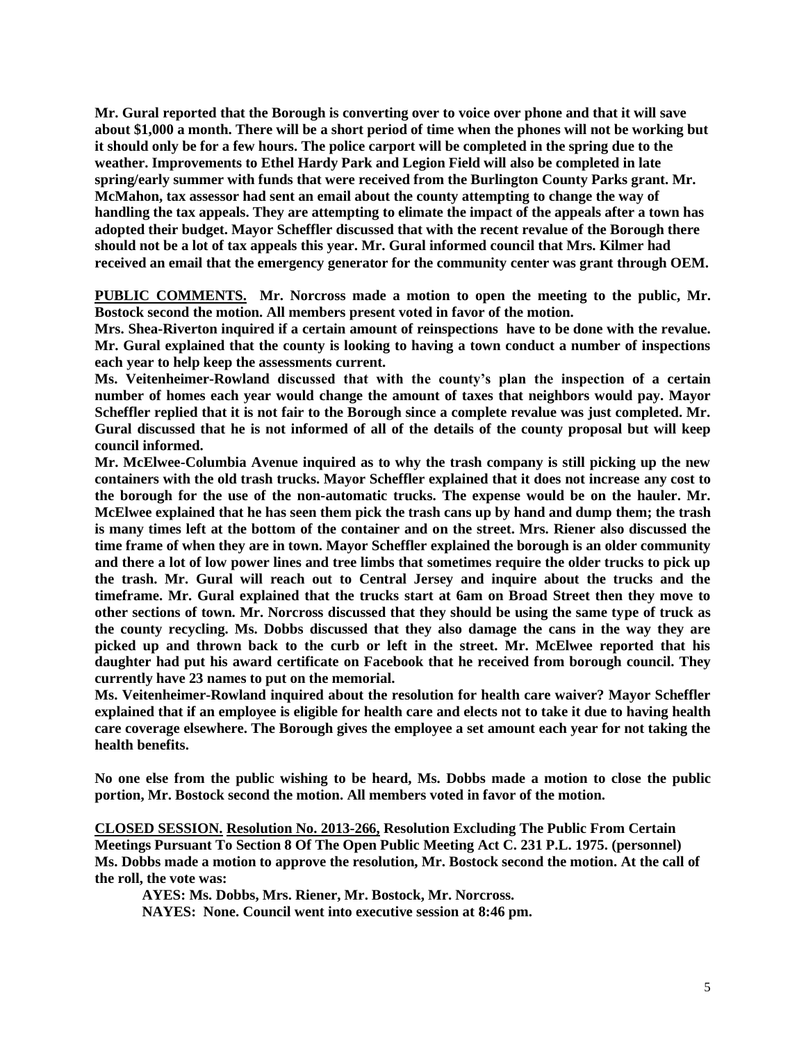**Mr. Gural reported that the Borough is converting over to voice over phone and that it will save about $1,000 a month. There will be a short period of time when the phones will not be working but it should only be for a few hours. The police carport will be completed in the spring due to the weather. Improvements to Ethel Hardy Park and Legion Field will also be completed in late spring/early summer with funds that were received from the Burlington County Parks grant. Mr. McMahon, tax assessor had sent an email about the county attempting to change the way of handling the tax appeals. They are attempting to elimate the impact of the appeals after a town has adopted their budget. Mayor Scheffler discussed that with the recent revalue of the Borough there should not be a lot of tax appeals this year. Mr. Gural informed council that Mrs. Kilmer had received an email that the emergency generator for the community center was grant through OEM.**

**<u>PUBLIC COMMENTS.</u> Mr. Norcross made a motion to open the meeting to the public, Mr. Bostock second the motion. All members present voted in favor of the motion.**

**Mrs. Shea-Riverton inquired if a certain amount of reinspections have to be done with the revalue. Mr. Gural explained that the county is looking to having a town conduct a number of inspections each year to help keep the assessments current.**

**Ms. Veitenheimer-Rowland discussed that with the county's plan the inspection of a certain number of homes each year would change the amount of taxes that neighbors would pay. Mayor Scheffler replied that it is not fair to the Borough since a complete revalue was just completed. Mr. Gural discussed that he is not informed of all of the details of the county proposal but will keep council informed.**

**Mr. McElwee-Columbia Avenue inquired as to why the trash company is still picking up the new containers with the old trash trucks. Mayor Scheffler explained that it does not increase any cost to the borough for the use of the non-automatic trucks. The expense would be on the hauler. Mr. McElwee explained that he has seen them pick the trash cans up by hand and dump them; the trash is many times left at the bottom of the container and on the street. Mrs. Riener also discussed the time frame of when they are in town. Mayor Scheffler explained the borough is an older community and there a lot of low power lines and tree limbs that sometimes require the older trucks to pick up the trash. Mr. Gural will reach out to Central Jersey and inquire about the trucks and the timeframe. Mr. Gural explained that the trucks start at 6am on Broad Street then they move to other sections of town. Mr. Norcross discussed that they should be using the same type of truck as the county recycling. Ms. Dobbs discussed that they also damage the cans in the way they are picked up and thrown back to the curb or left in the street. Mr. McElwee reported that his daughter had put his award certificate on Facebook that he received from borough council. They currently have 23 names to put on the memorial.**

**Ms. Veitenheimer-Rowland inquired about the resolution for health care waiver? Mayor Scheffler explained that if an employee is eligible for health care and elects not to take it due to having health care coverage elsewhere. The Borough gives the employee a set amount each year for not taking the health benefits.**

**No one else from the public wishing to be heard, Ms. Dobbs made a motion to close the public portion, Mr. Bostock second the motion. All members voted in favor of the motion.**

**<u>CLOSED SESSION.</u> <u>Resolution No. 2013-266,</u> Resolution Excluding The Public From Certain Meetings Pursuant To Section 8 Of The Open Public Meeting Act C. 231 P.L. 1975. (personnel) Ms. Dobbs made a motion to approve the resolution, Mr. Bostock second the motion. At the call of the roll, the vote was:**

**AYES: Ms. Dobbs, Mrs. Riener, Mr. Bostock, Mr. Norcross.**
**NAYES: None. Council went into executive session at 8:46 pm.**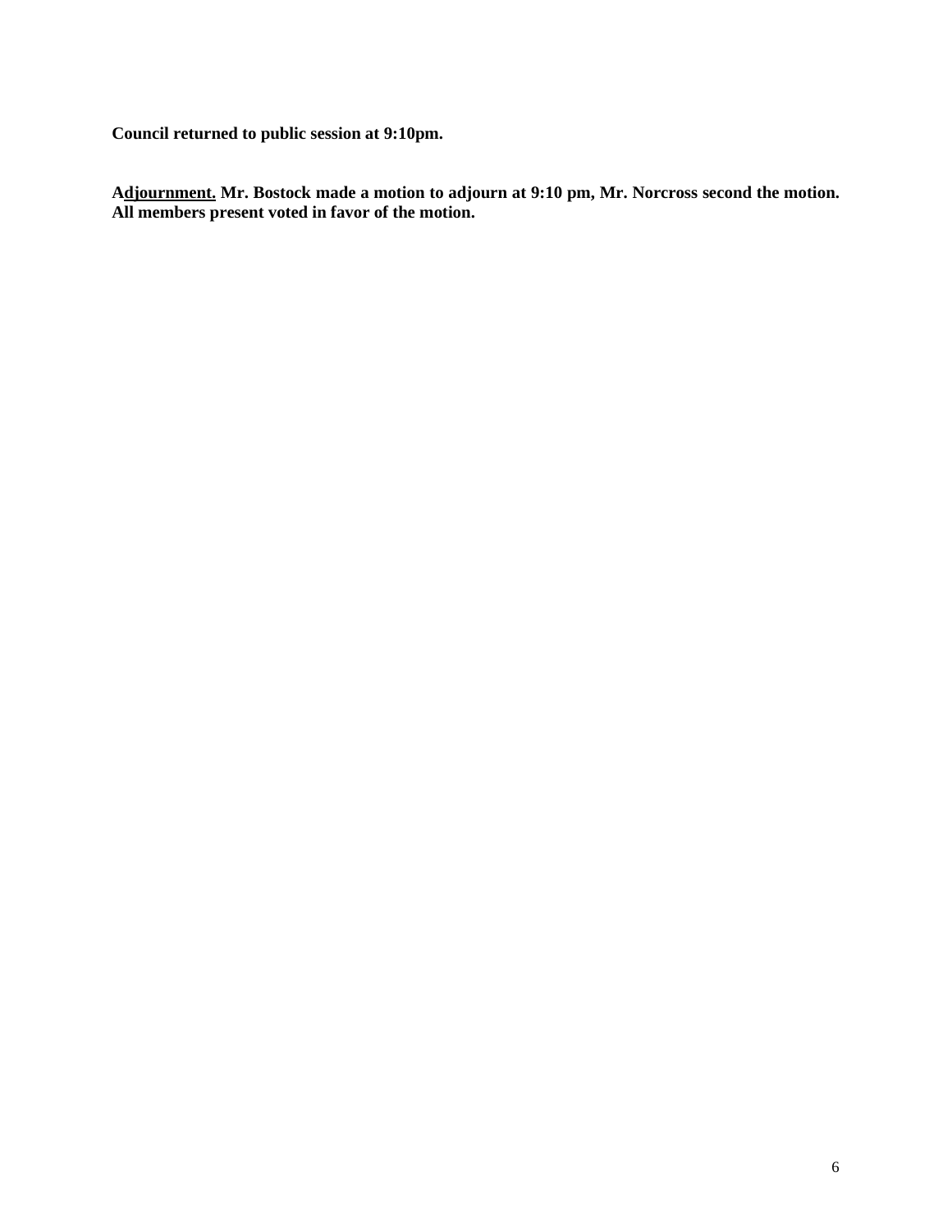**Council returned to public session at 9:10pm.**

**Adjournment. Mr. Bostock made a motion to adjourn at 9:10 pm, Mr. Norcross second the motion. All members present voted in favor of the motion.**